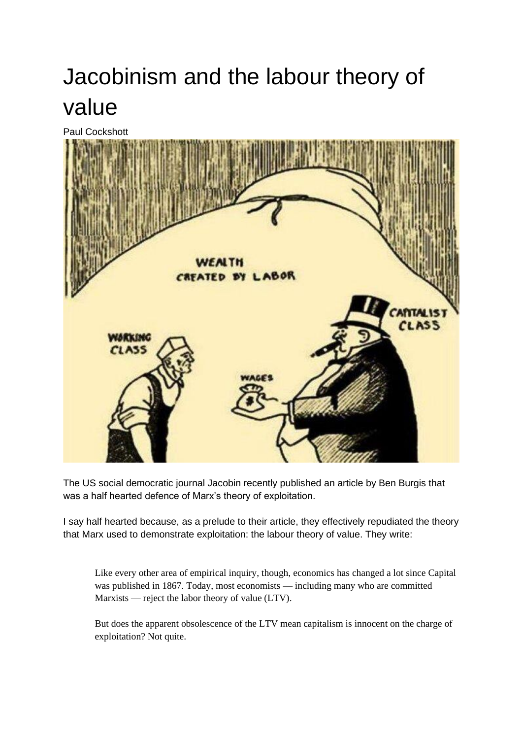# Jacobinism and the labour theory of value

Paul Cockshott

The US social democratic journal Jacobin recently published an article by Ben Burgis that was a half hearted defence of Marx's theory of exploitation.

I say half hearted because, as a prelude to their article, they effectively repudiated the theory that Marx used to demonstrate exploitation: the labour theory of value. They write:

> Like every other area of empirical inquiry, though, economics has changed a lot since Capital was published in 1867. Today, most economists — including many who are committed Marxists — reject the labor theory of value (LTV).
>
> But does the apparent obsolescence of the LTV mean capitalism is innocent on the charge of exploitation? Not quite.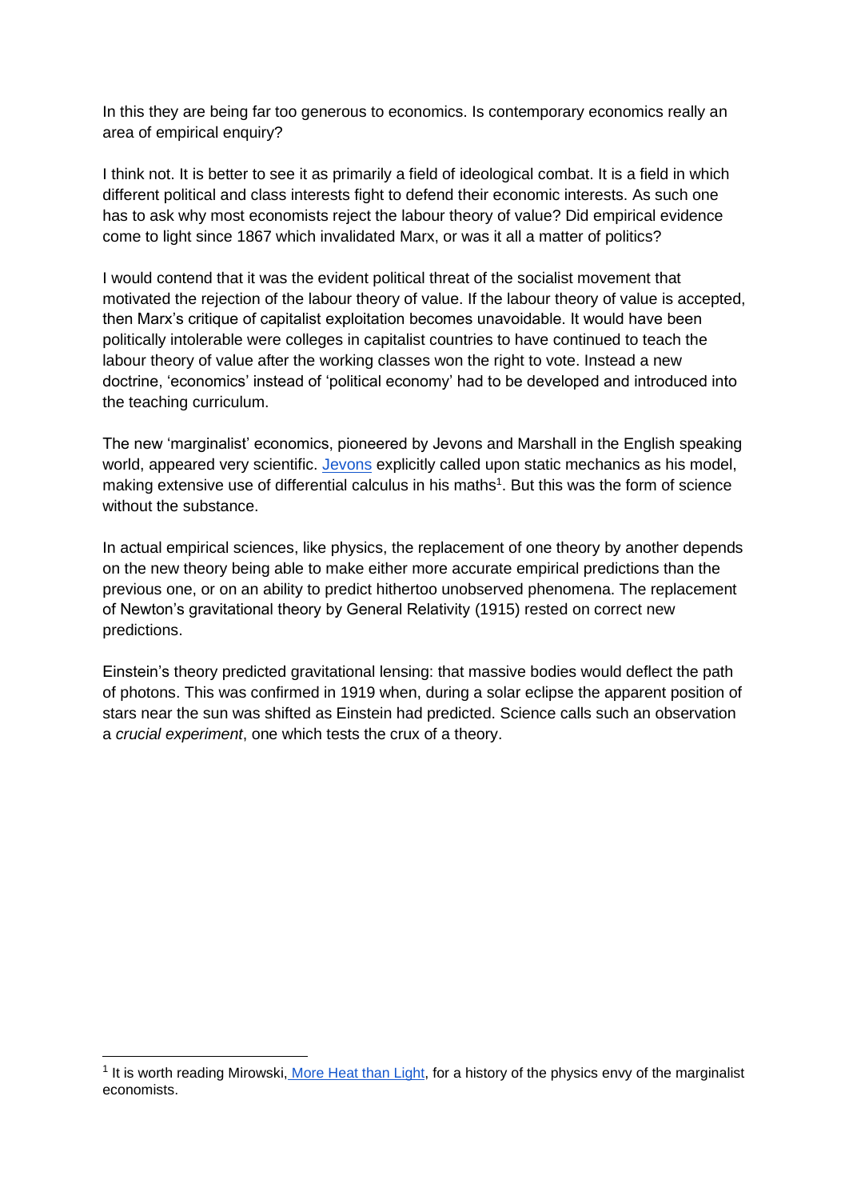In this they are being far too generous to economics. Is contemporary economics really an area of empirical enquiry?

I think not. It is better to see it as primarily a field of ideological combat. It is a field in which different political and class interests fight to defend their economic interests. As such one has to ask why most economists reject the labour theory of value? Did empirical evidence come to light since 1867 which invalidated Marx, or was it all a matter of politics?

I would contend that it was the evident political threat of the socialist movement that motivated the rejection of the labour theory of value. If the labour theory of value is accepted, then Marx's critique of capitalist exploitation becomes unavoidable. It would have been politically intolerable were colleges in capitalist countries to have continued to teach the labour theory of value after the working classes won the right to vote. Instead a new doctrine, 'economics' instead of 'political economy' had to be developed and introduced into the teaching curriculum.

The new 'marginalist' economics, pioneered by Jevons and Marshall in the English speaking world, appeared very scientific. Jevons explicitly called upon static mechanics as his model, making extensive use of differential calculus in his maths[1]. But this was the form of science without the substance.

In actual empirical sciences, like physics, the replacement of one theory by another depends on the new theory being able to make either more accurate empirical predictions than the previous one, or on an ability to predict hithertoo unobserved phenomena. The replacement of Newton's gravitational theory by General Relativity (1915) rested on correct new predictions.

Einstein's theory predicted gravitational lensing: that massive bodies would deflect the path of photons. This was confirmed in 1919 when, during a solar eclipse the apparent position of stars near the sun was shifted as Einstein had predicted. Science calls such an observation a *crucial experiment*, one which tests the crux of a theory.

---

[1] It is worth reading Mirowski, More Heat than Light, for a history of the physics envy of the marginalist economists.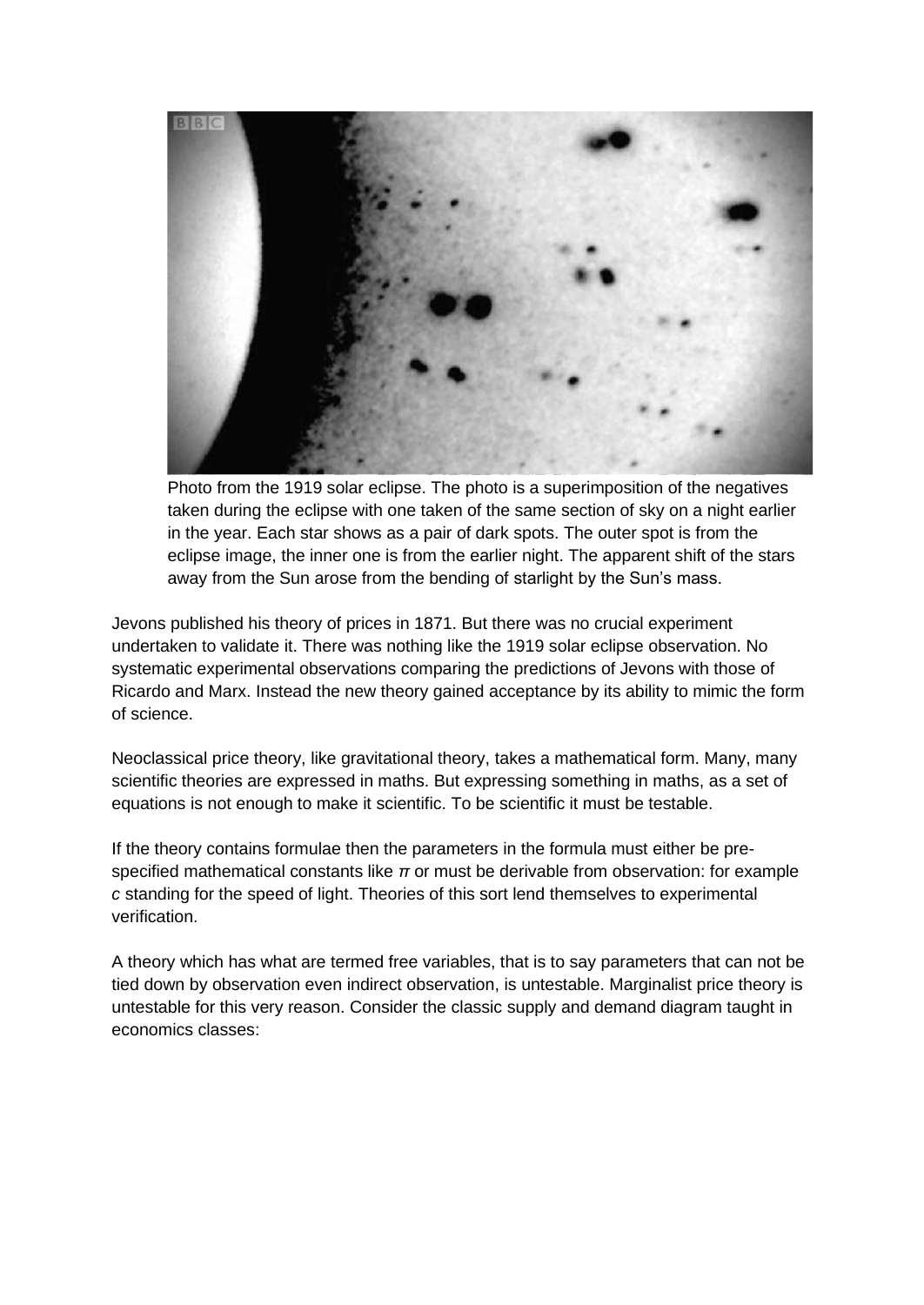Photo from the 1919 solar eclipse. The photo is a superimposition of the negatives taken during the eclipse with one taken of the same section of sky on a night earlier in the year. Each star shows as a pair of dark spots. The outer spot is from the eclipse image, the inner one is from the earlier night. The apparent shift of the stars away from the Sun arose from the bending of starlight by the Sun's mass.

Jevons published his theory of prices in 1871. But there was no crucial experiment undertaken to validate it. There was nothing like the 1919 solar eclipse observation. No systematic experimental observations comparing the predictions of Jevons with those of Ricardo and Marx. Instead the new theory gained acceptance by its ability to mimic the form of science.

Neoclassical price theory, like gravitational theory, takes a mathematical form. Many, many scientific theories are expressed in maths. But expressing something in maths, as a set of equations is not enough to make it scientific. To be scientific it must be testable.

If the theory contains formulae then the parameters in the formula must either be pre-specified mathematical constants like $\pi$ or must be derivable from observation: for example $c$ standing for the speed of light. Theories of this sort lend themselves to experimental verification.

A theory which has what are termed free variables, that is to say parameters that can not be tied down by observation even indirect observation, is untestable. Marginalist price theory is untestable for this very reason. Consider the classic supply and demand diagram taught in economics classes: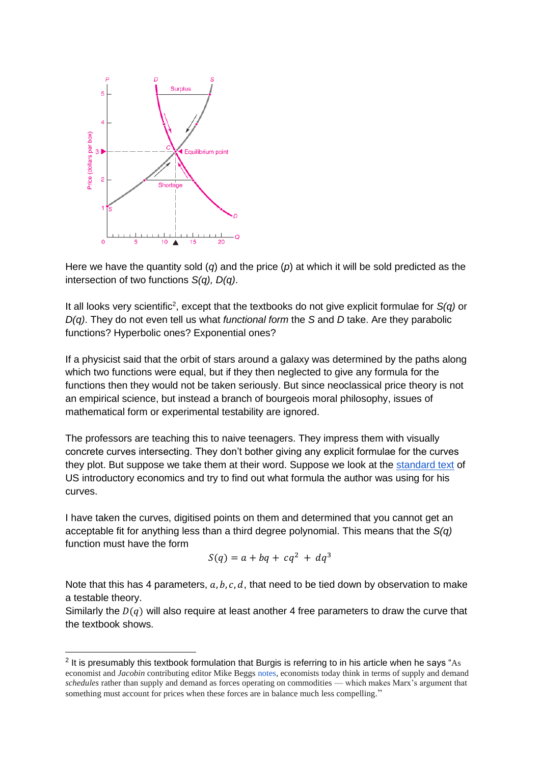Here we have the quantity sold ($q$) and the price ($p$) at which it will be sold predicted as the intersection of two functions $S(q)$, $D(q)$.

It all looks very scientific[2], except that the textbooks do not give explicit formulae for $S(q)$ or $D(q)$. They do not even tell us what *functional form* the $S$ and $D$ take. Are they parabolic functions? Hyperbolic ones? Exponential ones?

If a physicist said that the orbit of stars around a galaxy was determined by the paths along which two functions were equal, but if they then neglected to give any formula for the functions then they would not be taken seriously. But since neoclassical price theory is not an empirical science, but instead a branch of bourgeois moral philosophy, issues of mathematical form or experimental testability are ignored.

The professors are teaching this to naive teenagers. They impress them with visually concrete curves intersecting. They don't bother giving any explicit formulae for the curves they plot. But suppose we take them at their word. Suppose we look at the standard text of US introductory economics and try to find out what formula the author was using for his curves.

I have taken the curves, digitised points on them and determined that you cannot get an acceptable fit for anything less than a third degree polynomial. This means that the $S(q)$ function must have the form

$$S(q) = a + bq + cq^2 + dq^3$$

Note that this has 4 parameters, $a, b, c, d$, that need to be tied down by observation to make a testable theory.
Similarly the $D(q)$ will also require at least another 4 free parameters to draw the curve that the textbook shows.

---

[2] It is presumably this textbook formulation that Burgis is referring to in his article when he says "As economist and *Jacobin* contributing editor Mike Beggs notes, economists today think in terms of supply and demand *schedules* rather than supply and demand as forces operating on commodities — which makes Marx's argument that something must account for prices when these forces are in balance much less compelling."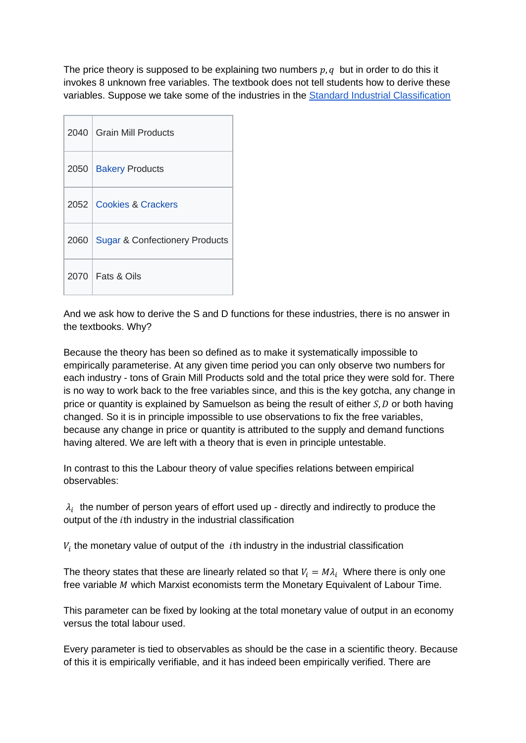The price theory is supposed to be explaining two numbers $p, q$ but in order to do this it invokes 8 unknown free variables. The textbook does not tell students how to derive these variables. Suppose we take some of the industries in the Standard Industrial Classification

| | |
|---|---|
| 2040 | Grain Mill Products |
| 2050 | Bakery Products |
| 2052 | Cookies & Crackers |
| 2060 | Sugar & Confectionery Products |
| 2070 | Fats & Oils |

And we ask how to derive the S and D functions for these industries, there is no answer in the textbooks. Why?

Because the theory has been so defined as to make it systematically impossible to empirically parameterise. At any given time period you can only observe two numbers for each industry - tons of Grain Mill Products sold and the total price they were sold for. There is no way to work back to the free variables since, and this is the key gotcha, any change in price or quantity is explained by Samuelson as being the result of either $S, D$ or both having changed. So it is in principle impossible to use observations to fix the free variables, because any change in price or quantity is attributed to the supply and demand functions having altered. We are left with a theory that is even in principle untestable.

In contrast to this the Labour theory of value specifies relations between empirical observables:

$\lambda_i$ the number of person years of effort used up - directly and indirectly to produce the output of the $i$th industry in the industrial classification

$V_i$ the monetary value of output of the $i$th industry in the industrial classification

The theory states that these are linearly related so that $V_i = M\lambda_i$ Where there is only one free variable $M$ which Marxist economists term the Monetary Equivalent of Labour Time.

This parameter can be fixed by looking at the total monetary value of output in an economy versus the total labour used.

Every parameter is tied to observables as should be the case in a scientific theory. Because of this it is empirically verifiable, and it has indeed been empirically verified. There are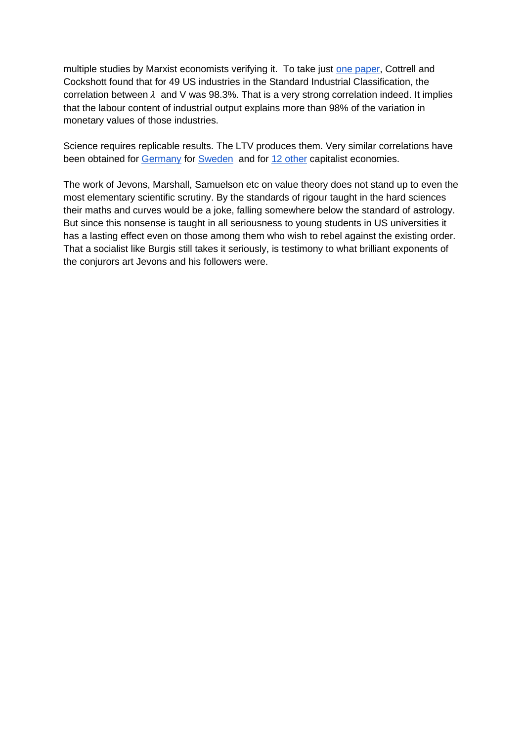multiple studies by Marxist economists verifying it. To take just one paper, Cottrell and Cockshott found that for 49 US industries in the Standard Industrial Classification, the correlation between $\lambda$ and V was 98.3%. That is a very strong correlation indeed. It implies that the labour content of industrial output explains more than 98% of the variation in monetary values of those industries.

Science requires replicable results. The LTV produces them. Very similar correlations have been obtained for Germany for Sweden and for 12 other capitalist economies.

The work of Jevons, Marshall, Samuelson etc on value theory does not stand up to even the most elementary scientific scrutiny. By the standards of rigour taught in the hard sciences their maths and curves would be a joke, falling somewhere below the standard of astrology. But since this nonsense is taught in all seriousness to young students in US universities it has a lasting effect even on those among them who wish to rebel against the existing order. That a socialist like Burgis still takes it seriously, is testimony to what brilliant exponents of the conjurors art Jevons and his followers were.